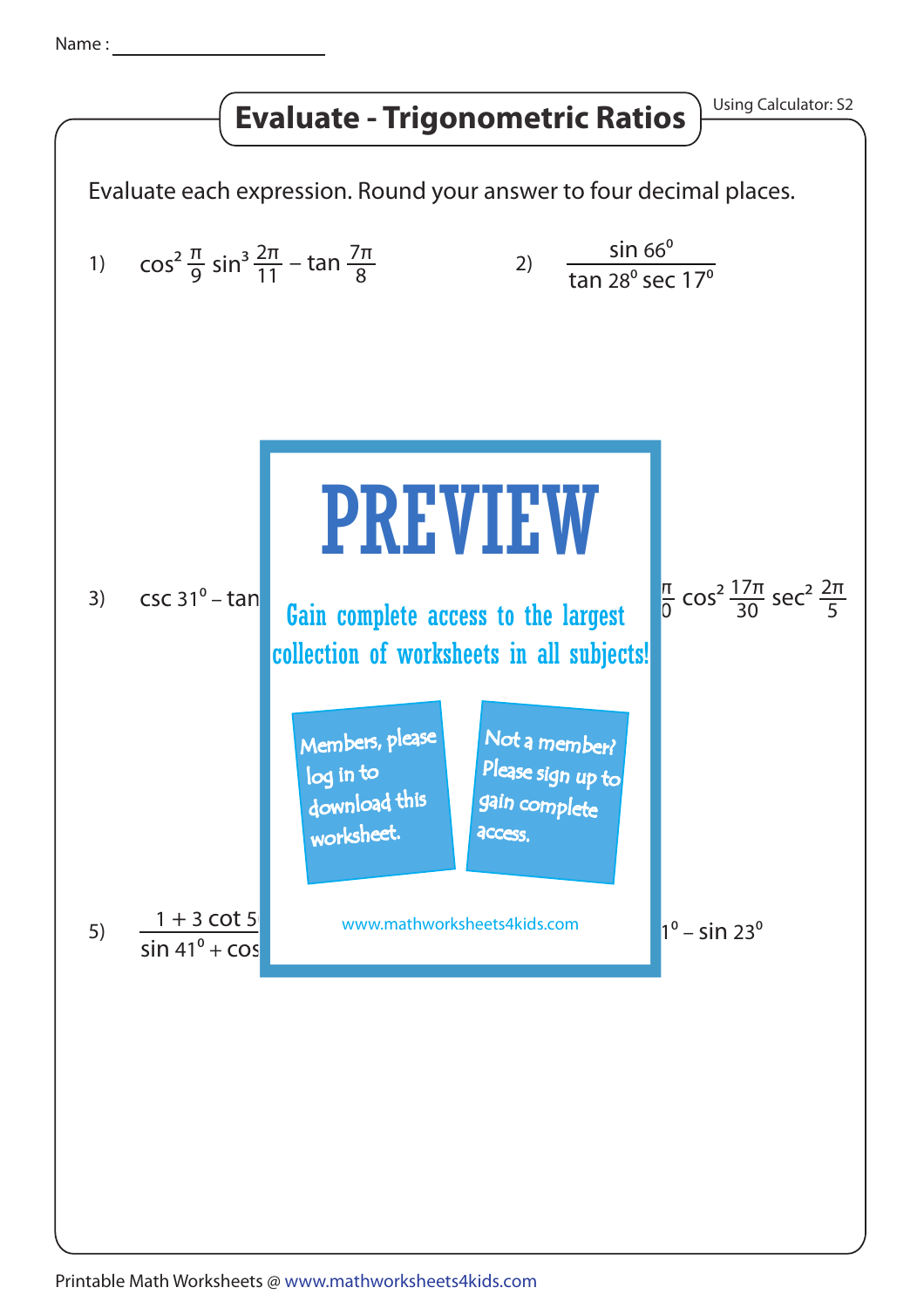Name : ____________________

# Evaluate - Trigonometric Ratios

Using Calculator: S2

Evaluate each expression. Round your answer to four decimal places.

1) $\cos^2 \frac{\pi}{9} \sin^3 \frac{2\pi}{11} - \tan \frac{7\pi}{8}$

2) $\dfrac{\sin 66^0}{\tan 28^0 \sec 17^0}$

3) $\csc 31^0 - \tan$

4) $\frac{\pi}{0} \cos^2 \frac{17\pi}{30} \sec^2 \frac{2\pi}{5}$

PREVIEW

Gain complete access to the largest collection of worksheets in all subjects!

Members, please log in to download this worksheet.

Not a member? Please sign up to gain complete access.

www.mathworksheets4kids.com

5) $\dfrac{1 + 3 \cot 5}{\sin 41^0 + \cos}$

6) $1^0 - \sin 23^0$

Printable Math Worksheets @ www.mathworksheets4kids.com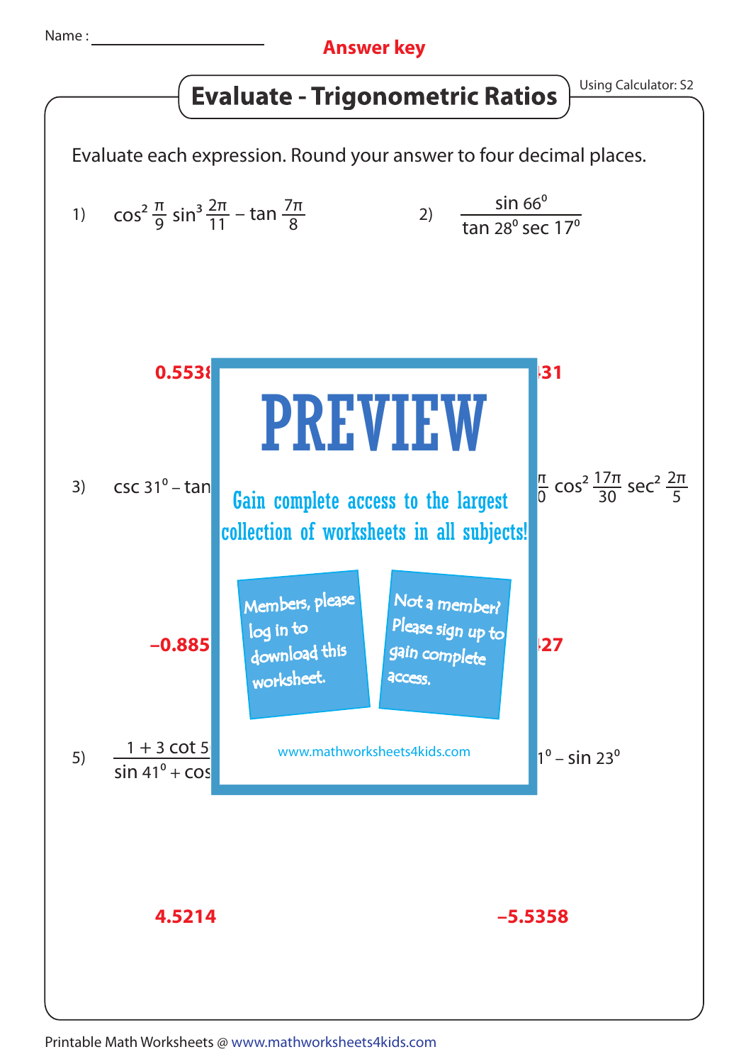Name : ___________________

**Answer key**

# Evaluate - Trigonometric Ratios

Using Calculator: S2

Evaluate each expression. Round your answer to four decimal places.

1) $\cos^2 \frac{\pi}{9} \sin^3 \frac{2\pi}{11} - \tan \frac{7\pi}{8}$

**0.553**

2) $\dfrac{\sin 66^0}{\tan 28^0 \sec 17^0}$

**31**

3) $\csc 31^0 - \tan$

**–0.885**

4) $\frac{\pi}{0} \cos^2 \frac{17\pi}{30} \sec^2 \frac{2\pi}{5}$

**27**

5) $\dfrac{1 + 3 \cot 5}{\sin 41^0 + \cos}$

**4.5214**

6) $1^0 - \sin 23^0$

**–5.5358**

PREVIEW

Gain complete access to the largest collection of worksheets in all subjects!

Members, please log in to download this worksheet.

Not a member? Please sign up to gain complete access.

www.mathworksheets4kids.com

Printable Math Worksheets @ www.mathworksheets4kids.com